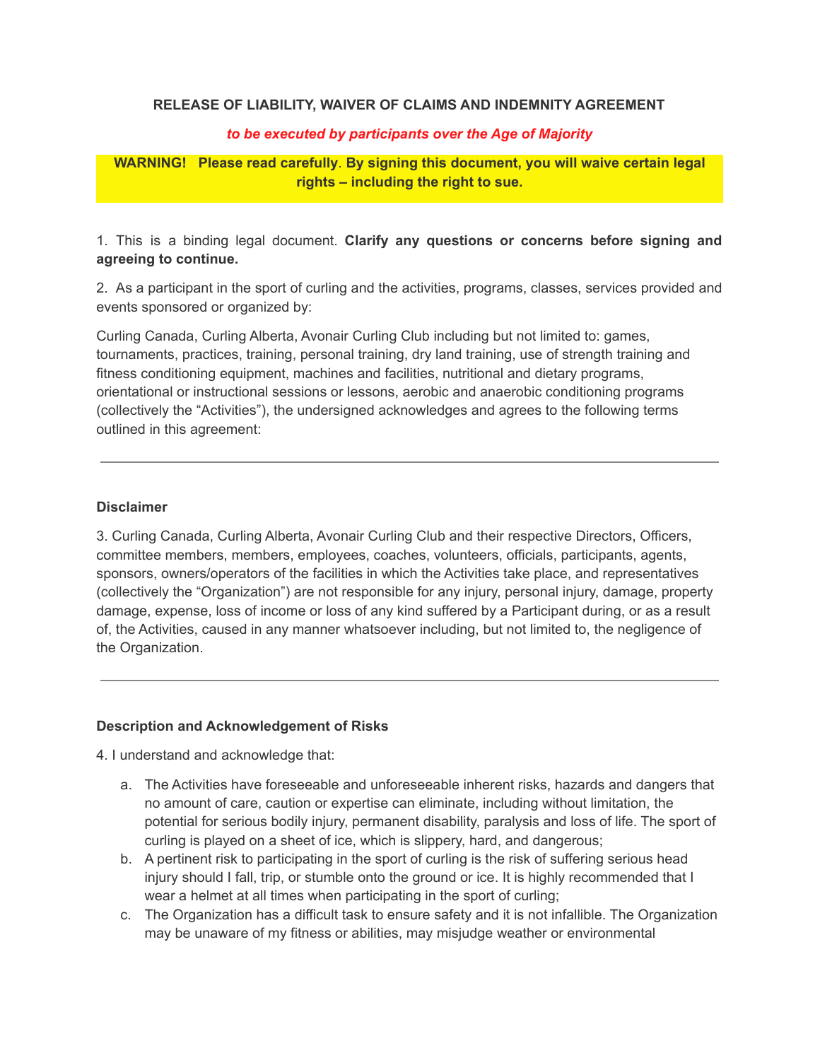# RELEASE OF LIABILITY, WAIVER OF CLAIMS AND INDEMNITY AGREEMENT

***to be executed by participants over the Age of Majority***

**WARNING! Please read carefully. By signing this document, you will waive certain legal rights – including the right to sue.**

1. This is a binding legal document. **Clarify any questions or concerns before signing and agreeing to continue.**

2. As a participant in the sport of curling and the activities, programs, classes, services provided and events sponsored or organized by:

Curling Canada, Curling Alberta, Avonair Curling Club including but not limited to: games, tournaments, practices, training, personal training, dry land training, use of strength training and fitness conditioning equipment, machines and facilities, nutritional and dietary programs, orientational or instructional sessions or lessons, aerobic and anaerobic conditioning programs (collectively the "Activities"), the undersigned acknowledges and agrees to the following terms outlined in this agreement:

---

**Disclaimer**

3. Curling Canada, Curling Alberta, Avonair Curling Club and their respective Directors, Officers, committee members, members, employees, coaches, volunteers, officials, participants, agents, sponsors, owners/operators of the facilities in which the Activities take place, and representatives (collectively the "Organization") are not responsible for any injury, personal injury, damage, property damage, expense, loss of income or loss of any kind suffered by a Participant during, or as a result of, the Activities, caused in any manner whatsoever including, but not limited to, the negligence of the Organization.

---

**Description and Acknowledgement of Risks**

4. I understand and acknowledge that:

a. The Activities have foreseeable and unforeseeable inherent risks, hazards and dangers that no amount of care, caution or expertise can eliminate, including without limitation, the potential for serious bodily injury, permanent disability, paralysis and loss of life. The sport of curling is played on a sheet of ice, which is slippery, hard, and dangerous;

b. A pertinent risk to participating in the sport of curling is the risk of suffering serious head injury should I fall, trip, or stumble onto the ground or ice. It is highly recommended that I wear a helmet at all times when participating in the sport of curling;

c. The Organization has a difficult task to ensure safety and it is not infallible. The Organization may be unaware of my fitness or abilities, may misjudge weather or environmental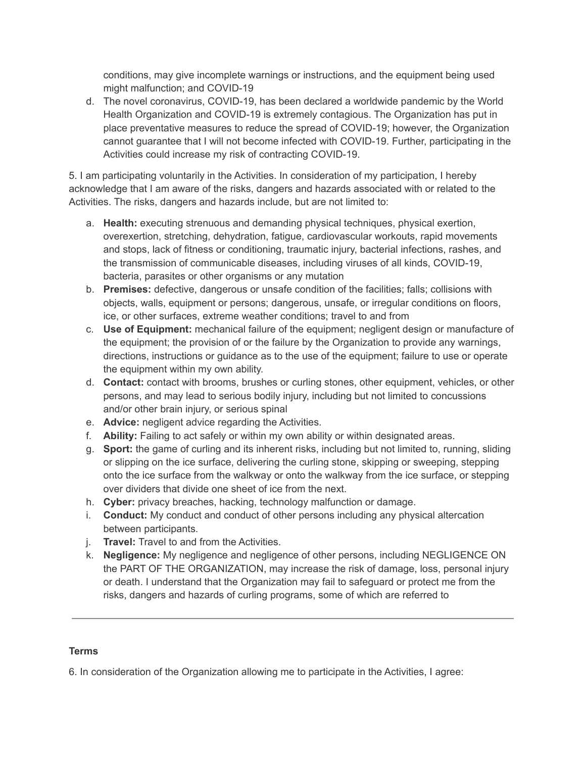conditions, may give incomplete warnings or instructions, and the equipment being used might malfunction; and COVID-19

d. The novel coronavirus, COVID-19, has been declared a worldwide pandemic by the World Health Organization and COVID-19 is extremely contagious. The Organization has put in place preventative measures to reduce the spread of COVID-19; however, the Organization cannot guarantee that I will not become infected with COVID-19. Further, participating in the Activities could increase my risk of contracting COVID-19.

5. I am participating voluntarily in the Activities. In consideration of my participation, I hereby acknowledge that I am aware of the risks, dangers and hazards associated with or related to the Activities. The risks, dangers and hazards include, but are not limited to:

a. **Health:** executing strenuous and demanding physical techniques, physical exertion, overexertion, stretching, dehydration, fatigue, cardiovascular workouts, rapid movements and stops, lack of fitness or conditioning, traumatic injury, bacterial infections, rashes, and the transmission of communicable diseases, including viruses of all kinds, COVID-19, bacteria, parasites or other organisms or any mutation
b. **Premises:** defective, dangerous or unsafe condition of the facilities; falls; collisions with objects, walls, equipment or persons; dangerous, unsafe, or irregular conditions on floors, ice, or other surfaces, extreme weather conditions; travel to and from
c. **Use of Equipment:** mechanical failure of the equipment; negligent design or manufacture of the equipment; the provision of or the failure by the Organization to provide any warnings, directions, instructions or guidance as to the use of the equipment; failure to use or operate the equipment within my own ability.
d. **Contact:** contact with brooms, brushes or curling stones, other equipment, vehicles, or other persons, and may lead to serious bodily injury, including but not limited to concussions and/or other brain injury, or serious spinal
e. **Advice:** negligent advice regarding the Activities.
f. **Ability:** Failing to act safely or within my own ability or within designated areas.
g. **Sport:** the game of curling and its inherent risks, including but not limited to, running, sliding or slipping on the ice surface, delivering the curling stone, skipping or sweeping, stepping onto the ice surface from the walkway or onto the walkway from the ice surface, or stepping over dividers that divide one sheet of ice from the next.
h. **Cyber:** privacy breaches, hacking, technology malfunction or damage.
i. **Conduct:** My conduct and conduct of other persons including any physical altercation between participants.
j. **Travel:** Travel to and from the Activities.
k. **Negligence:** My negligence and negligence of other persons, including NEGLIGENCE ON the PART OF THE ORGANIZATION, may increase the risk of damage, loss, personal injury or death. I understand that the Organization may fail to safeguard or protect me from the risks, dangers and hazards of curling programs, some of which are referred to

---

**Terms**

6. In consideration of the Organization allowing me to participate in the Activities, I agree: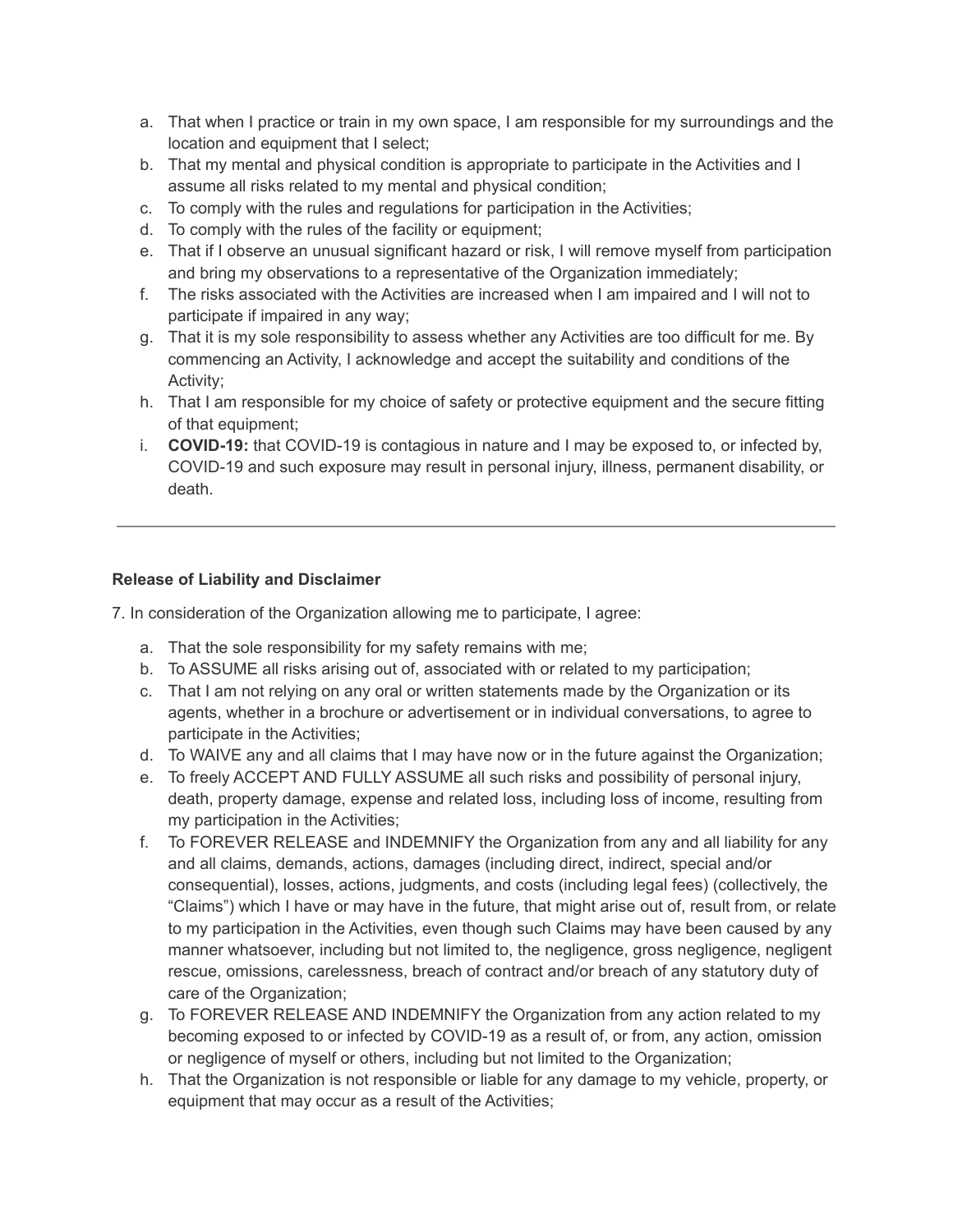a. That when I practice or train in my own space, I am responsible for my surroundings and the location and equipment that I select;
b. That my mental and physical condition is appropriate to participate in the Activities and I assume all risks related to my mental and physical condition;
c. To comply with the rules and regulations for participation in the Activities;
d. To comply with the rules of the facility or equipment;
e. That if I observe an unusual significant hazard or risk, I will remove myself from participation and bring my observations to a representative of the Organization immediately;
f. The risks associated with the Activities are increased when I am impaired and I will not to participate if impaired in any way;
g. That it is my sole responsibility to assess whether any Activities are too difficult for me. By commencing an Activity, I acknowledge and accept the suitability and conditions of the Activity;
h. That I am responsible for my choice of safety or protective equipment and the secure fitting of that equipment;
i. **COVID-19:** that COVID-19 is contagious in nature and I may be exposed to, or infected by, COVID-19 and such exposure may result in personal injury, illness, permanent disability, or death.

---

**Release of Liability and Disclaimer**

7. In consideration of the Organization allowing me to participate, I agree:

a. That the sole responsibility for my safety remains with me;
b. To ASSUME all risks arising out of, associated with or related to my participation;
c. That I am not relying on any oral or written statements made by the Organization or its agents, whether in a brochure or advertisement or in individual conversations, to agree to participate in the Activities;
d. To WAIVE any and all claims that I may have now or in the future against the Organization;
e. To freely ACCEPT AND FULLY ASSUME all such risks and possibility of personal injury, death, property damage, expense and related loss, including loss of income, resulting from my participation in the Activities;
f. To FOREVER RELEASE and INDEMNIFY the Organization from any and all liability for any and all claims, demands, actions, damages (including direct, indirect, special and/or consequential), losses, actions, judgments, and costs (including legal fees) (collectively, the "Claims") which I have or may have in the future, that might arise out of, result from, or relate to my participation in the Activities, even though such Claims may have been caused by any manner whatsoever, including but not limited to, the negligence, gross negligence, negligent rescue, omissions, carelessness, breach of contract and/or breach of any statutory duty of care of the Organization;
g. To FOREVER RELEASE AND INDEMNIFY the Organization from any action related to my becoming exposed to or infected by COVID-19 as a result of, or from, any action, omission or negligence of myself or others, including but not limited to the Organization;
h. That the Organization is not responsible or liable for any damage to my vehicle, property, or equipment that may occur as a result of the Activities;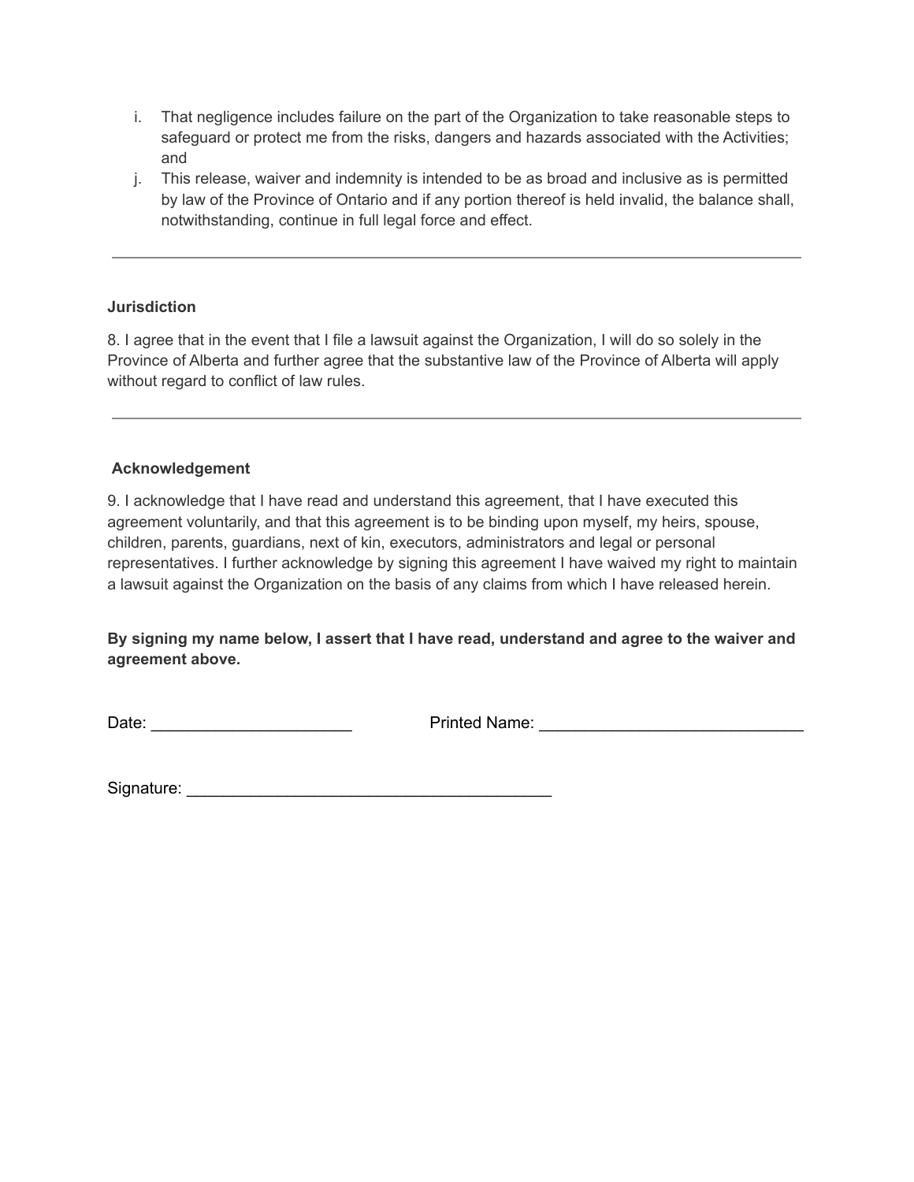i. That negligence includes failure on the part of the Organization to take reasonable steps to safeguard or protect me from the risks, dangers and hazards associated with the Activities; and

j. This release, waiver and indemnity is intended to be as broad and inclusive as is permitted by law of the Province of Ontario and if any portion thereof is held invalid, the balance shall, notwithstanding, continue in full legal force and effect.

---

**Jurisdiction**

8. I agree that in the event that I file a lawsuit against the Organization, I will do so solely in the Province of Alberta and further agree that the substantive law of the Province of Alberta will apply without regard to conflict of law rules.

---

**Acknowledgement**

9. I acknowledge that I have read and understand this agreement, that I have executed this agreement voluntarily, and that this agreement is to be binding upon myself, my heirs, spouse, children, parents, guardians, next of kin, executors, administrators and legal or personal representatives. I further acknowledge by signing this agreement I have waived my right to maintain a lawsuit against the Organization on the basis of any claims from which I have released herein.

**By signing my name below, I assert that I have read, understand and agree to the waiver and agreement above.**

Date: ______________________ Printed Name: ______________________________

Signature: ________________________________________